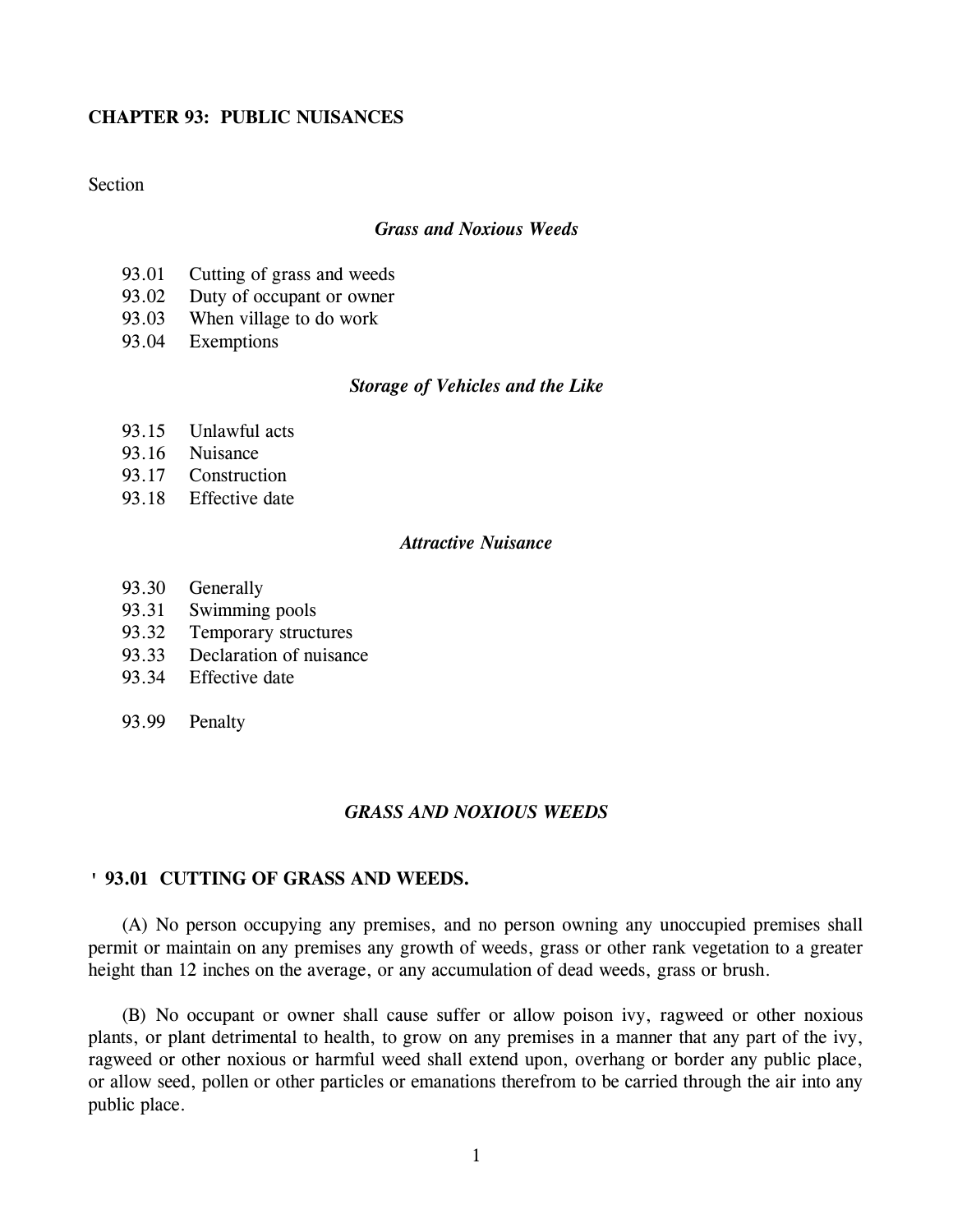# CHAPTER 93: PUBLIC NUISANCES

Section

*Grass and Noxious Weeds*

- 93.01 Cutting of grass and weeds
- 93.02 Duty of occupant or owner
- 93.03 When village to do work
- 93.04 Exemptions

*Storage of Vehicles and the Like*

- 93.15 Unlawful acts
- 93.16 Nuisance
- 93.17 Construction
- 93.18 Effective date

*Attractive Nuisance*

- 93.30 Generally
- 93.31 Swimming pools
- 93.32 Temporary structures
- 93.33 Declaration of nuisance
- 93.34 Effective date

- 93.99 Penalty

## *GRASS AND NOXIOUS WEEDS*

### ' 93.01 CUTTING OF GRASS AND WEEDS.

(A) No person occupying any premises, and no person owning any unoccupied premises shall permit or maintain on any premises any growth of weeds, grass or other rank vegetation to a greater height than 12 inches on the average, or any accumulation of dead weeds, grass or brush.

(B) No occupant or owner shall cause suffer or allow poison ivy, ragweed or other noxious plants, or plant detrimental to health, to grow on any premises in a manner that any part of the ivy, ragweed or other noxious or harmful weed shall extend upon, overhang or border any public place, or allow seed, pollen or other particles or emanations therefrom to be carried through the air into any public place.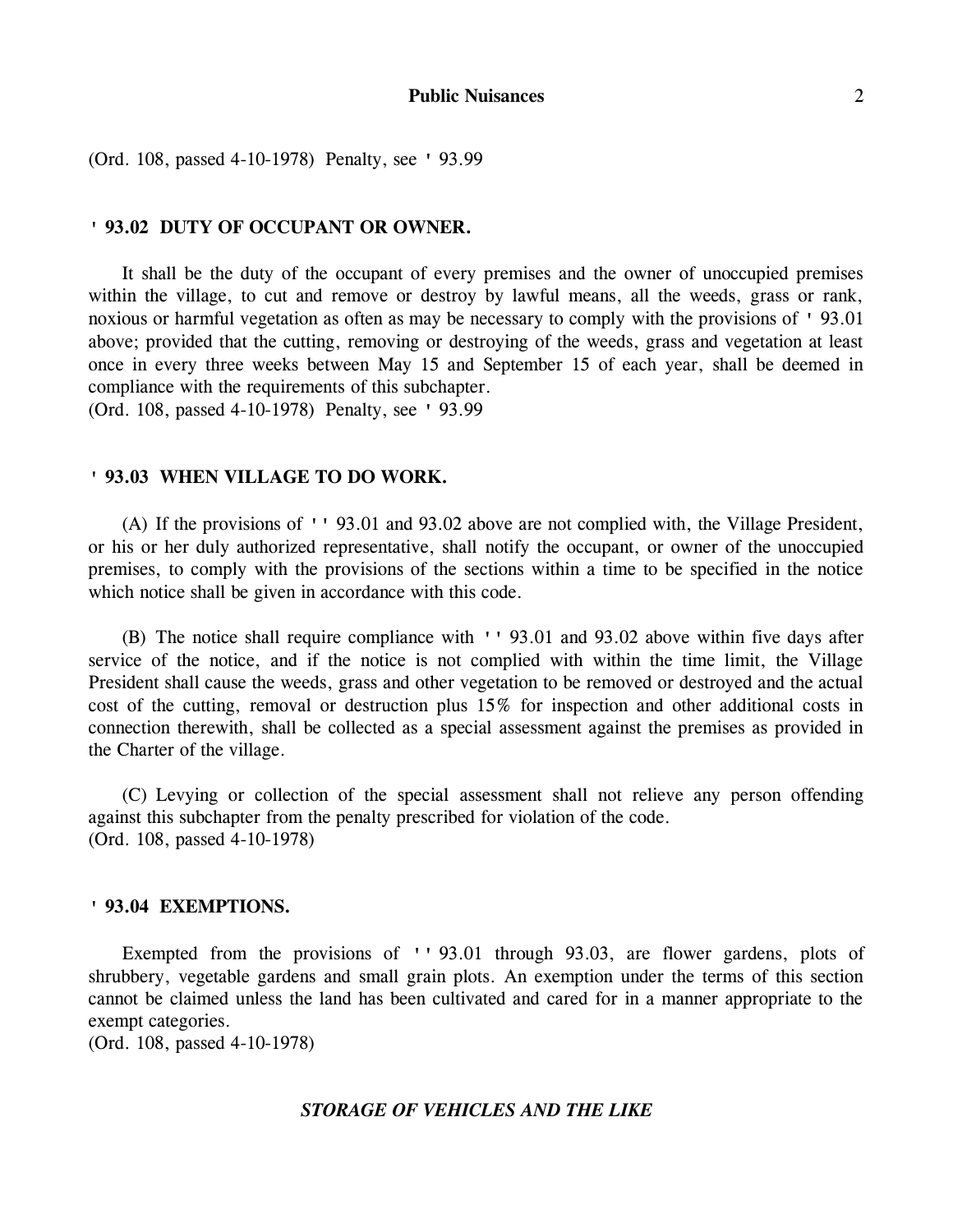(Ord. 108, passed 4-10-1978) Penalty, see ' 93.99

### ' 93.02 DUTY OF OCCUPANT OR OWNER.

It shall be the duty of the occupant of every premises and the owner of unoccupied premises within the village, to cut and remove or destroy by lawful means, all the weeds, grass or rank, noxious or harmful vegetation as often as may be necessary to comply with the provisions of ' 93.01 above; provided that the cutting, removing or destroying of the weeds, grass and vegetation at least once in every three weeks between May 15 and September 15 of each year, shall be deemed in compliance with the requirements of this subchapter.
(Ord. 108, passed 4-10-1978) Penalty, see ' 93.99

### ' 93.03 WHEN VILLAGE TO DO WORK.

(A) If the provisions of '' 93.01 and 93.02 above are not complied with, the Village President, or his or her duly authorized representative, shall notify the occupant, or owner of the unoccupied premises, to comply with the provisions of the sections within a time to be specified in the notice which notice shall be given in accordance with this code.

(B) The notice shall require compliance with '' 93.01 and 93.02 above within five days after service of the notice, and if the notice is not complied with within the time limit, the Village President shall cause the weeds, grass and other vegetation to be removed or destroyed and the actual cost of the cutting, removal or destruction plus 15% for inspection and other additional costs in connection therewith, shall be collected as a special assessment against the premises as provided in the Charter of the village.

(C) Levying or collection of the special assessment shall not relieve any person offending against this subchapter from the penalty prescribed for violation of the code.
(Ord. 108, passed 4-10-1978)

### ' 93.04 EXEMPTIONS.

Exempted from the provisions of '' 93.01 through 93.03, are flower gardens, plots of shrubbery, vegetable gardens and small grain plots. An exemption under the terms of this section cannot be claimed unless the land has been cultivated and cared for in a manner appropriate to the exempt categories.
(Ord. 108, passed 4-10-1978)

## ***STORAGE OF VEHICLES AND THE LIKE***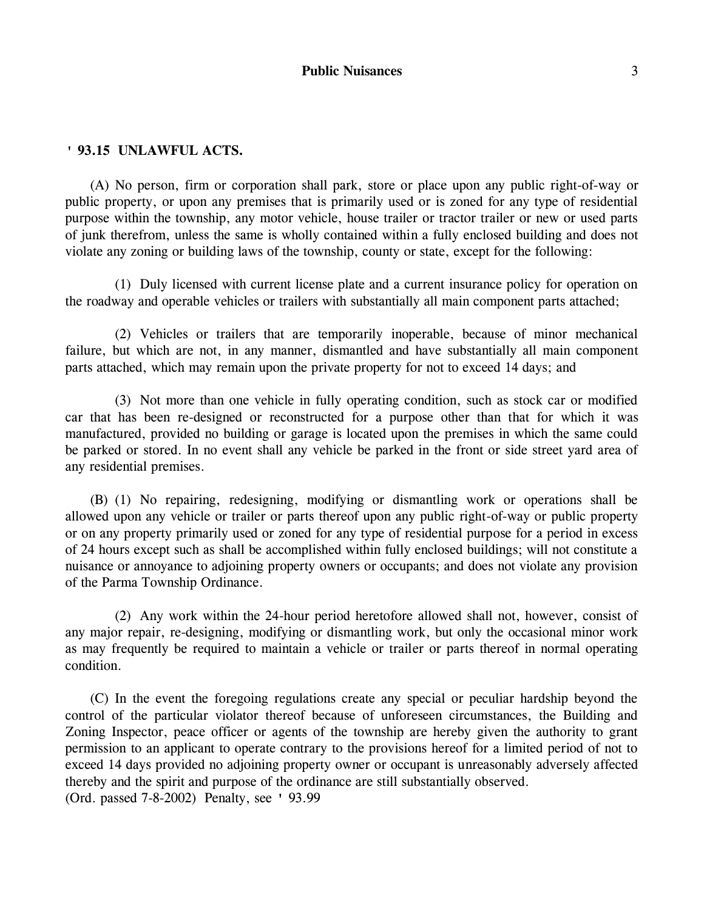### ' 93.15 UNLAWFUL ACTS.

(A) No person, firm or corporation shall park, store or place upon any public right-of-way or public property, or upon any premises that is primarily used or is zoned for any type of residential purpose within the township, any motor vehicle, house trailer or tractor trailer or new or used parts of junk therefrom, unless the same is wholly contained within a fully enclosed building and does not violate any zoning or building laws of the township, county or state, except for the following:

(1) Duly licensed with current license plate and a current insurance policy for operation on the roadway and operable vehicles or trailers with substantially all main component parts attached;

(2) Vehicles or trailers that are temporarily inoperable, because of minor mechanical failure, but which are not, in any manner, dismantled and have substantially all main component parts attached, which may remain upon the private property for not to exceed 14 days; and

(3) Not more than one vehicle in fully operating condition, such as stock car or modified car that has been re-designed or reconstructed for a purpose other than that for which it was manufactured, provided no building or garage is located upon the premises in which the same could be parked or stored. In no event shall any vehicle be parked in the front or side street yard area of any residential premises.

(B) (1) No repairing, redesigning, modifying or dismantling work or operations shall be allowed upon any vehicle or trailer or parts thereof upon any public right-of-way or public property or on any property primarily used or zoned for any type of residential purpose for a period in excess of 24 hours except such as shall be accomplished within fully enclosed buildings; will not constitute a nuisance or annoyance to adjoining property owners or occupants; and does not violate any provision of the Parma Township Ordinance.

(2) Any work within the 24-hour period heretofore allowed shall not, however, consist of any major repair, re-designing, modifying or dismantling work, but only the occasional minor work as may frequently be required to maintain a vehicle or trailer or parts thereof in normal operating condition.

(C) In the event the foregoing regulations create any special or peculiar hardship beyond the control of the particular violator thereof because of unforeseen circumstances, the Building and Zoning Inspector, peace officer or agents of the township are hereby given the authority to grant permission to an applicant to operate contrary to the provisions hereof for a limited period of not to exceed 14 days provided no adjoining property owner or occupant is unreasonably adversely affected thereby and the spirit and purpose of the ordinance are still substantially observed.
(Ord. passed 7-8-2002) Penalty, see ' 93.99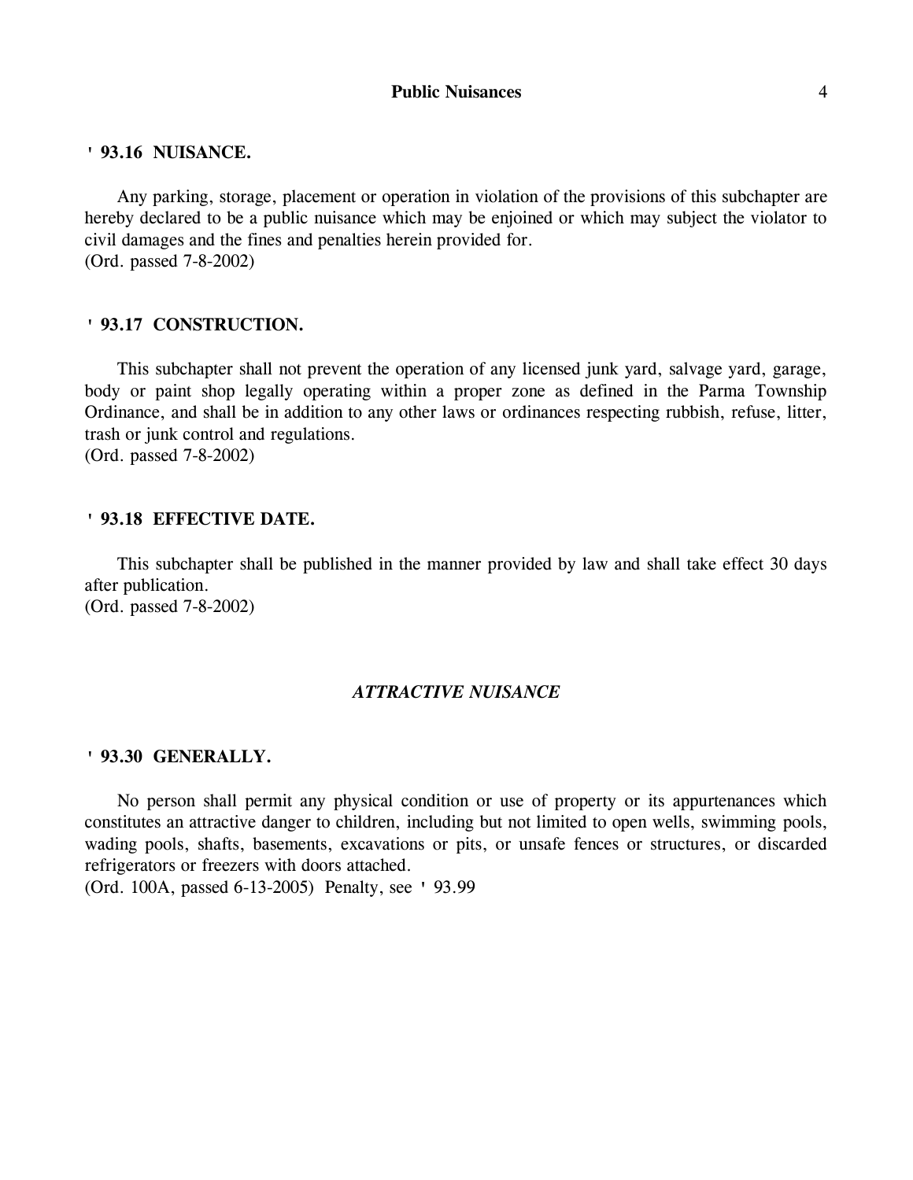### ' 93.16 NUISANCE.

Any parking, storage, placement or operation in violation of the provisions of this subchapter are hereby declared to be a public nuisance which may be enjoined or which may subject the violator to civil damages and the fines and penalties herein provided for.
(Ord. passed 7-8-2002)

### ' 93.17 CONSTRUCTION.

This subchapter shall not prevent the operation of any licensed junk yard, salvage yard, garage, body or paint shop legally operating within a proper zone as defined in the Parma Township Ordinance, and shall be in addition to any other laws or ordinances respecting rubbish, refuse, litter, trash or junk control and regulations.
(Ord. passed 7-8-2002)

### ' 93.18 EFFECTIVE DATE.

This subchapter shall be published in the manner provided by law and shall take effect 30 days after publication.
(Ord. passed 7-8-2002)

## *ATTRACTIVE NUISANCE*

### ' 93.30 GENERALLY.

No person shall permit any physical condition or use of property or its appurtenances which constitutes an attractive danger to children, including but not limited to open wells, swimming pools, wading pools, shafts, basements, excavations or pits, or unsafe fences or structures, or discarded refrigerators or freezers with doors attached.
(Ord. 100A, passed 6-13-2005) Penalty, see ' 93.99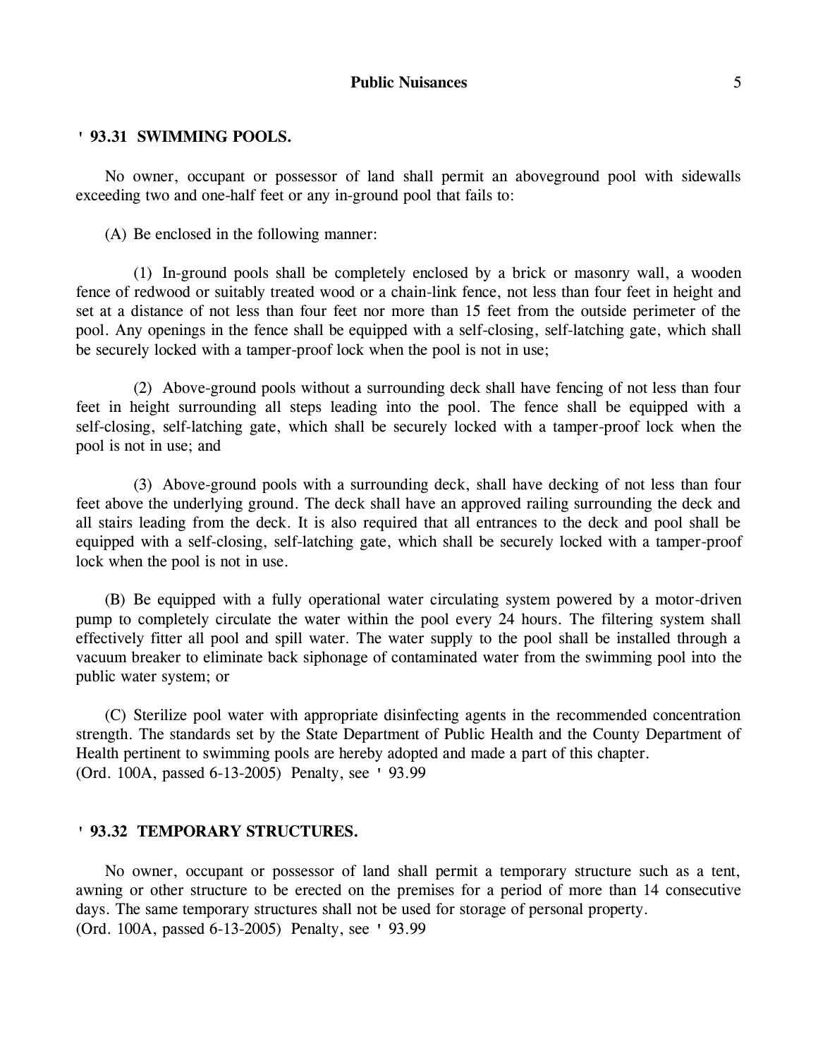### ' 93.31 SWIMMING POOLS.

No owner, occupant or possessor of land shall permit an aboveground pool with sidewalls exceeding two and one-half feet or any in-ground pool that fails to:

(A) Be enclosed in the following manner:

(1) In-ground pools shall be completely enclosed by a brick or masonry wall, a wooden fence of redwood or suitably treated wood or a chain-link fence, not less than four feet in height and set at a distance of not less than four feet nor more than 15 feet from the outside perimeter of the pool. Any openings in the fence shall be equipped with a self-closing, self-latching gate, which shall be securely locked with a tamper-proof lock when the pool is not in use;

(2) Above-ground pools without a surrounding deck shall have fencing of not less than four feet in height surrounding all steps leading into the pool. The fence shall be equipped with a self-closing, self-latching gate, which shall be securely locked with a tamper-proof lock when the pool is not in use; and

(3) Above-ground pools with a surrounding deck, shall have decking of not less than four feet above the underlying ground. The deck shall have an approved railing surrounding the deck and all stairs leading from the deck. It is also required that all entrances to the deck and pool shall be equipped with a self-closing, self-latching gate, which shall be securely locked with a tamper-proof lock when the pool is not in use.

(B) Be equipped with a fully operational water circulating system powered by a motor-driven pump to completely circulate the water within the pool every 24 hours. The filtering system shall effectively fitter all pool and spill water. The water supply to the pool shall be installed through a vacuum breaker to eliminate back siphonage of contaminated water from the swimming pool into the public water system; or

(C) Sterilize pool water with appropriate disinfecting agents in the recommended concentration strength. The standards set by the State Department of Public Health and the County Department of Health pertinent to swimming pools are hereby adopted and made a part of this chapter.
(Ord. 100A, passed 6-13-2005) Penalty, see ' 93.99

### ' 93.32 TEMPORARY STRUCTURES.

No owner, occupant or possessor of land shall permit a temporary structure such as a tent, awning or other structure to be erected on the premises for a period of more than 14 consecutive days. The same temporary structures shall not be used for storage of personal property.
(Ord. 100A, passed 6-13-2005) Penalty, see ' 93.99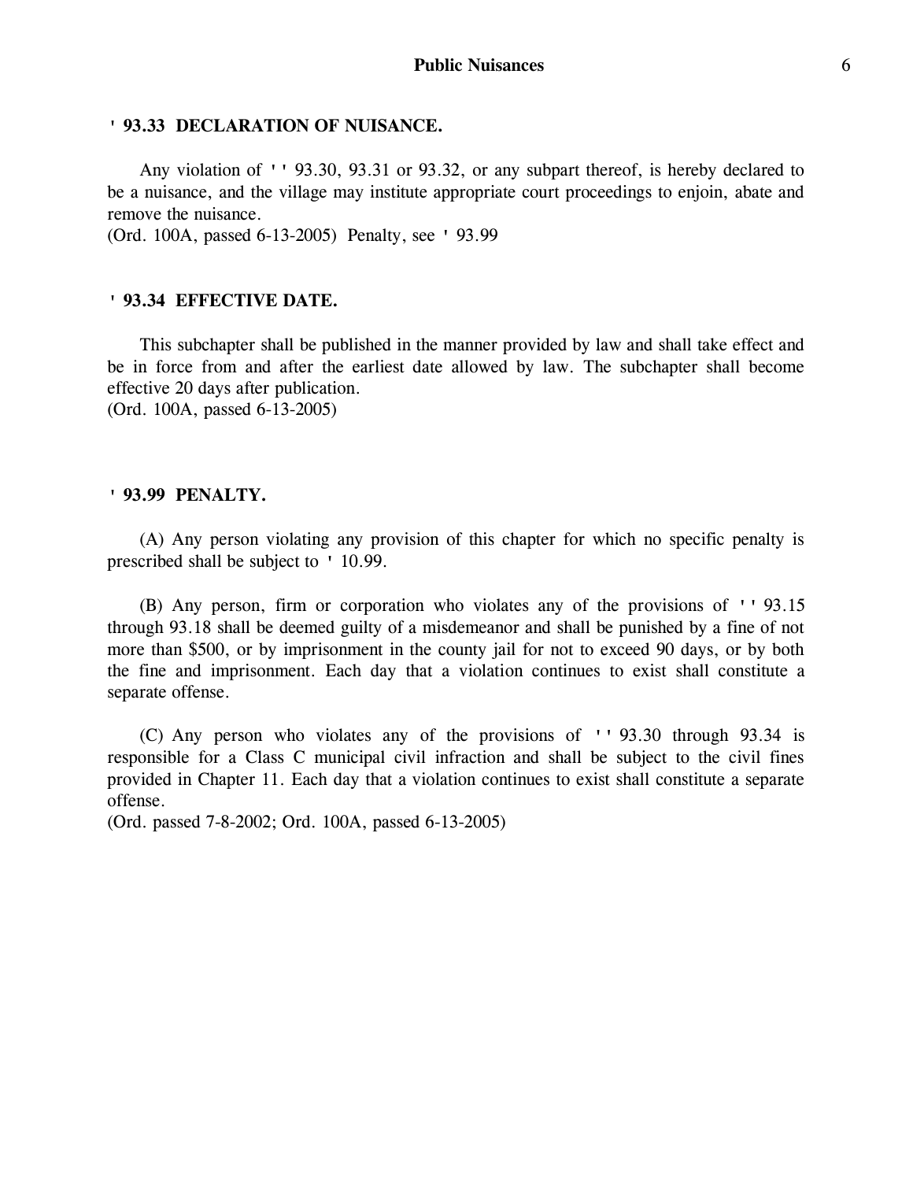## ' 93.33 DECLARATION OF NUISANCE.

Any violation of '' 93.30, 93.31 or 93.32, or any subpart thereof, is hereby declared to be a nuisance, and the village may institute appropriate court proceedings to enjoin, abate and remove the nuisance.
(Ord. 100A, passed 6-13-2005) Penalty, see ' 93.99

## ' 93.34 EFFECTIVE DATE.

This subchapter shall be published in the manner provided by law and shall take effect and be in force from and after the earliest date allowed by law. The subchapter shall become effective 20 days after publication.
(Ord. 100A, passed 6-13-2005)

## ' 93.99 PENALTY.

(A) Any person violating any provision of this chapter for which no specific penalty is prescribed shall be subject to ' 10.99.

(B) Any person, firm or corporation who violates any of the provisions of '' 93.15 through 93.18 shall be deemed guilty of a misdemeanor and shall be punished by a fine of not more than $500, or by imprisonment in the county jail for not to exceed 90 days, or by both the fine and imprisonment. Each day that a violation continues to exist shall constitute a separate offense.

(C) Any person who violates any of the provisions of '' 93.30 through 93.34 is responsible for a Class C municipal civil infraction and shall be subject to the civil fines provided in Chapter 11. Each day that a violation continues to exist shall constitute a separate offense.
(Ord. passed 7-8-2002; Ord. 100A, passed 6-13-2005)